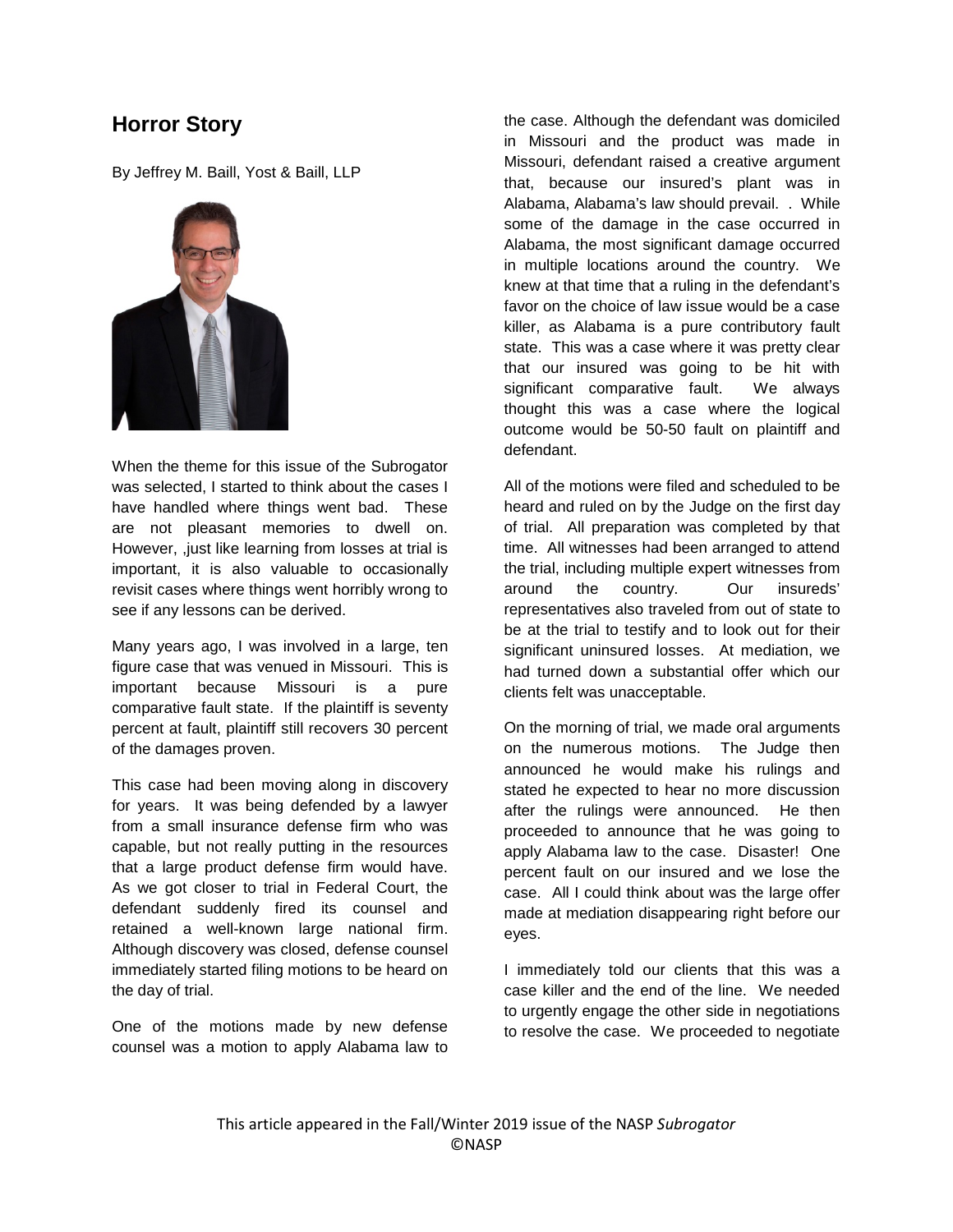## Horror Story

By Jeffrey M. Baill, Yost & Baill, LLP

When the theme for this issue of the Subrogator was selected, I started to think about the cases I have handled where things went bad. These are not pleasant memories to dwell on. However, ,just like learning from losses at trial is important, it is also valuable to occasionally revisit cases where things went horribly wrong to see if any lessons can be derived.

Many years ago, I was involved in a large, ten figure case that was venued in Missouri. This is important because Missouri is a pure comparative fault state. If the plaintiff is seventy percent at fault, plaintiff still recovers 30 percent of the damages proven.

This case had been moving along in discovery for years. It was being defended by a lawyer from a small insurance defense firm who was capable, but not really putting in the resources that a large product defense firm would have. As we got closer to trial in Federal Court, the defendant suddenly fired its counsel and retained a well-known large national firm. Although discovery was closed, defense counsel immediately started filing motions to be heard on the day of trial.

One of the motions made by new defense counsel was a motion to apply Alabama law to the case. Although the defendant was domiciled in Missouri and the product was made in Missouri, defendant raised a creative argument that, because our insured's plant was in Alabama, Alabama's law should prevail. . While some of the damage in the case occurred in Alabama, the most significant damage occurred in multiple locations around the country. We knew at that time that a ruling in the defendant's favor on the choice of law issue would be a case killer, as Alabama is a pure contributory fault state. This was a case where it was pretty clear that our insured was going to be hit with significant comparative fault. We always thought this was a case where the logical outcome would be 50-50 fault on plaintiff and defendant.

All of the motions were filed and scheduled to be heard and ruled on by the Judge on the first day of trial. All preparation was completed by that time. All witnesses had been arranged to attend the trial, including multiple expert witnesses from around the country. Our insureds' representatives also traveled from out of state to be at the trial to testify and to look out for their significant uninsured losses. At mediation, we had turned down a substantial offer which our clients felt was unacceptable.

On the morning of trial, we made oral arguments on the numerous motions. The Judge then announced he would make his rulings and stated he expected to hear no more discussion after the rulings were announced. He then proceeded to announce that he was going to apply Alabama law to the case. Disaster! One percent fault on our insured and we lose the case. All I could think about was the large offer made at mediation disappearing right before our eyes.

I immediately told our clients that this was a case killer and the end of the line. We needed to urgently engage the other side in negotiations to resolve the case. We proceeded to negotiate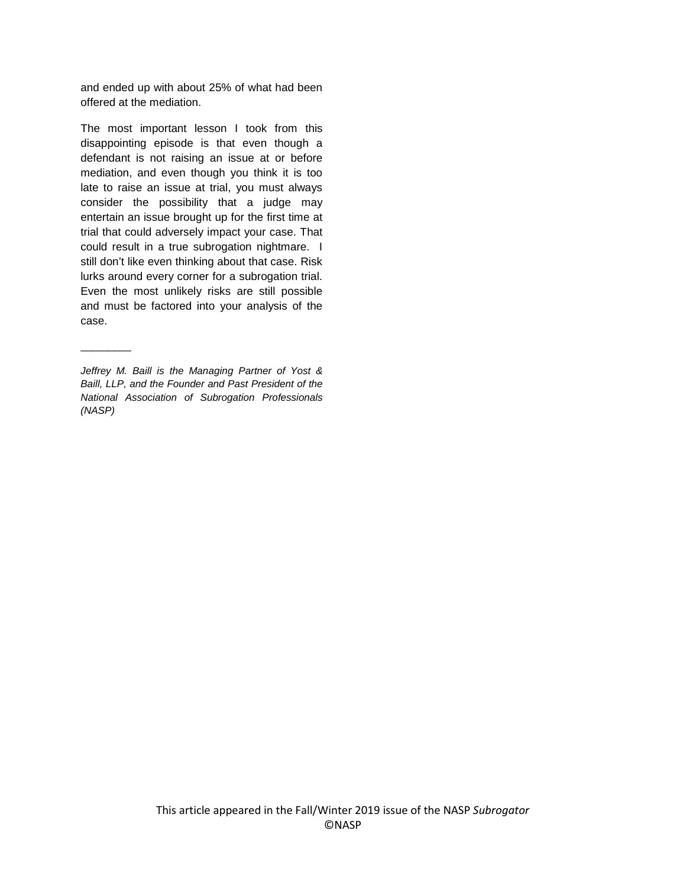and ended up with about 25% of what had been offered at the mediation.

The most important lesson I took from this disappointing episode is that even though a defendant is not raising an issue at or before mediation, and even though you think it is too late to raise an issue at trial, you must always consider the possibility that a judge may entertain an issue brought up for the first time at trial that could adversely impact your case. That could result in a true subrogation nightmare. I still don't like even thinking about that case. Risk lurks around every corner for a subrogation trial. Even the most unlikely risks are still possible and must be factored into your analysis of the case.

________

*Jeffrey M. Baill is the Managing Partner of Yost & Baill, LLP, and the Founder and Past President of the National Association of Subrogation Professionals (NASP)*

This article appeared in the Fall/Winter 2019 issue of the NASP *Subrogator*
©NASP